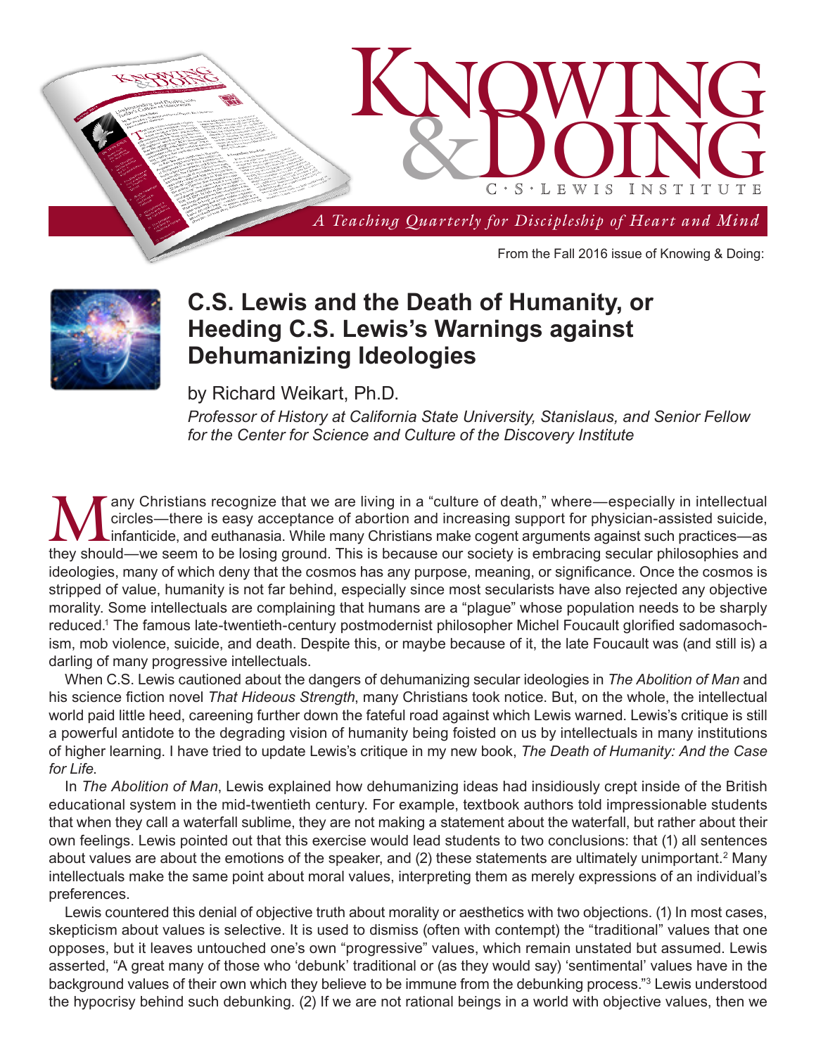From the Fall 2016 issue of Knowing & Doing:

# C.S. Lewis and the Death of Humanity, or Heeding C.S. Lewis's Warnings against Dehumanizing Ideologies

by Richard Weikart, Ph.D.

*Professor of History at California State University, Stanislaus, and Senior Fellow for the Center for Science and Culture of the Discovery Institute*

Many Christians recognize that we are living in a "culture of death," where—especially in intellectual circles—there is easy acceptance of abortion and increasing support for physician-assisted suicide, infanticide, and euthanasia. While many Christians make cogent arguments against such practices—as they should—we seem to be losing ground. This is because our society is embracing secular philosophies and ideologies, many of which deny that the cosmos has any purpose, meaning, or significance. Once the cosmos is stripped of value, humanity is not far behind, especially since most secularists have also rejected any objective morality. Some intellectuals are complaining that humans are a "plague" whose population needs to be sharply reduced.[1] The famous late-twentieth-century postmodernist philosopher Michel Foucault glorified sadomasochism, mob violence, suicide, and death. Despite this, or maybe because of it, the late Foucault was (and still is) a darling of many progressive intellectuals.

When C.S. Lewis cautioned about the dangers of dehumanizing secular ideologies in *The Abolition of Man* and his science fiction novel *That Hideous Strength*, many Christians took notice. But, on the whole, the intellectual world paid little heed, careening further down the fateful road against which Lewis warned. Lewis's critique is still a powerful antidote to the degrading vision of humanity being foisted on us by intellectuals in many institutions of higher learning. I have tried to update Lewis's critique in my new book, *The Death of Humanity: And the Case for Life*.

In *The Abolition of Man*, Lewis explained how dehumanizing ideas had insidiously crept inside of the British educational system in the mid-twentieth century. For example, textbook authors told impressionable students that when they call a waterfall sublime, they are not making a statement about the waterfall, but rather about their own feelings. Lewis pointed out that this exercise would lead students to two conclusions: that (1) all sentences about values are about the emotions of the speaker, and (2) these statements are ultimately unimportant.[2] Many intellectuals make the same point about moral values, interpreting them as merely expressions of an individual's preferences.

Lewis countered this denial of objective truth about morality or aesthetics with two objections. (1) In most cases, skepticism about values is selective. It is used to dismiss (often with contempt) the "traditional" values that one opposes, but it leaves untouched one's own "progressive" values, which remain unstated but assumed. Lewis asserted, "A great many of those who 'debunk' traditional or (as they would say) 'sentimental' values have in the background values of their own which they believe to be immune from the debunking process."[3] Lewis understood the hypocrisy behind such debunking. (2) If we are not rational beings in a world with objective values, then we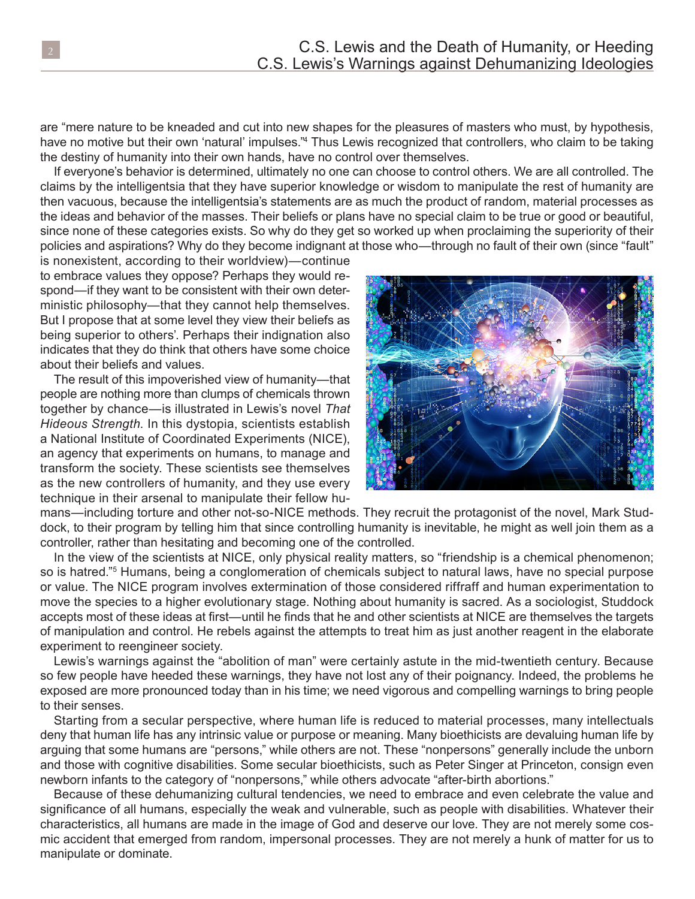are "mere nature to be kneaded and cut into new shapes for the pleasures of masters who must, by hypothesis, have no motive but their own 'natural' impulses."[4] Thus Lewis recognized that controllers, who claim to be taking the destiny of humanity into their own hands, have no control over themselves.

If everyone's behavior is determined, ultimately no one can choose to control others. We are all controlled. The claims by the intelligentsia that they have superior knowledge or wisdom to manipulate the rest of humanity are then vacuous, because the intelligentsia's statements are as much the product of random, material processes as the ideas and behavior of the masses. Their beliefs or plans have no special claim to be true or good or beautiful, since none of these categories exists. So why do they get so worked up when proclaiming the superiority of their policies and aspirations? Why do they become indignant at those who—through no fault of their own (since "fault" is nonexistent, according to their worldview)—continue to embrace values they oppose? Perhaps they would respond—if they want to be consistent with their own deterministic philosophy—that they cannot help themselves. But I propose that at some level they view their beliefs as being superior to others'. Perhaps their indignation also indicates that they do think that others have some choice about their beliefs and values.

The result of this impoverished view of humanity—that people are nothing more than clumps of chemicals thrown together by chance—is illustrated in Lewis's novel *That Hideous Strength*. In this dystopia, scientists establish a National Institute of Coordinated Experiments (NICE), an agency that experiments on humans, to manage and transform the society. These scientists see themselves as the new controllers of humanity, and they use every technique in their arsenal to manipulate their fellow humans—including torture and other not-so-NICE methods. They recruit the protagonist of the novel, Mark Studdock, to their program by telling him that since controlling humanity is inevitable, he might as well join them as a controller, rather than hesitating and becoming one of the controlled.

In the view of the scientists at NICE, only physical reality matters, so "friendship is a chemical phenomenon; so is hatred."[5] Humans, being a conglomeration of chemicals subject to natural laws, have no special purpose or value. The NICE program involves extermination of those considered riffraff and human experimentation to move the species to a higher evolutionary stage. Nothing about humanity is sacred. As a sociologist, Studdock accepts most of these ideas at first—until he finds that he and other scientists at NICE are themselves the targets of manipulation and control. He rebels against the attempts to treat him as just another reagent in the elaborate experiment to reengineer society.

Lewis's warnings against the "abolition of man" were certainly astute in the mid-twentieth century. Because so few people have heeded these warnings, they have not lost any of their poignancy. Indeed, the problems he exposed are more pronounced today than in his time; we need vigorous and compelling warnings to bring people to their senses.

Starting from a secular perspective, where human life is reduced to material processes, many intellectuals deny that human life has any intrinsic value or purpose or meaning. Many bioethicists are devaluing human life by arguing that some humans are "persons," while others are not. These "nonpersons" generally include the unborn and those with cognitive disabilities. Some secular bioethicists, such as Peter Singer at Princeton, consign even newborn infants to the category of "nonpersons," while others advocate "after-birth abortions."

Because of these dehumanizing cultural tendencies, we need to embrace and even celebrate the value and significance of all humans, especially the weak and vulnerable, such as people with disabilities. Whatever their characteristics, all humans are made in the image of God and deserve our love. They are not merely some cosmic accident that emerged from random, impersonal processes. They are not merely a hunk of matter for us to manipulate or dominate.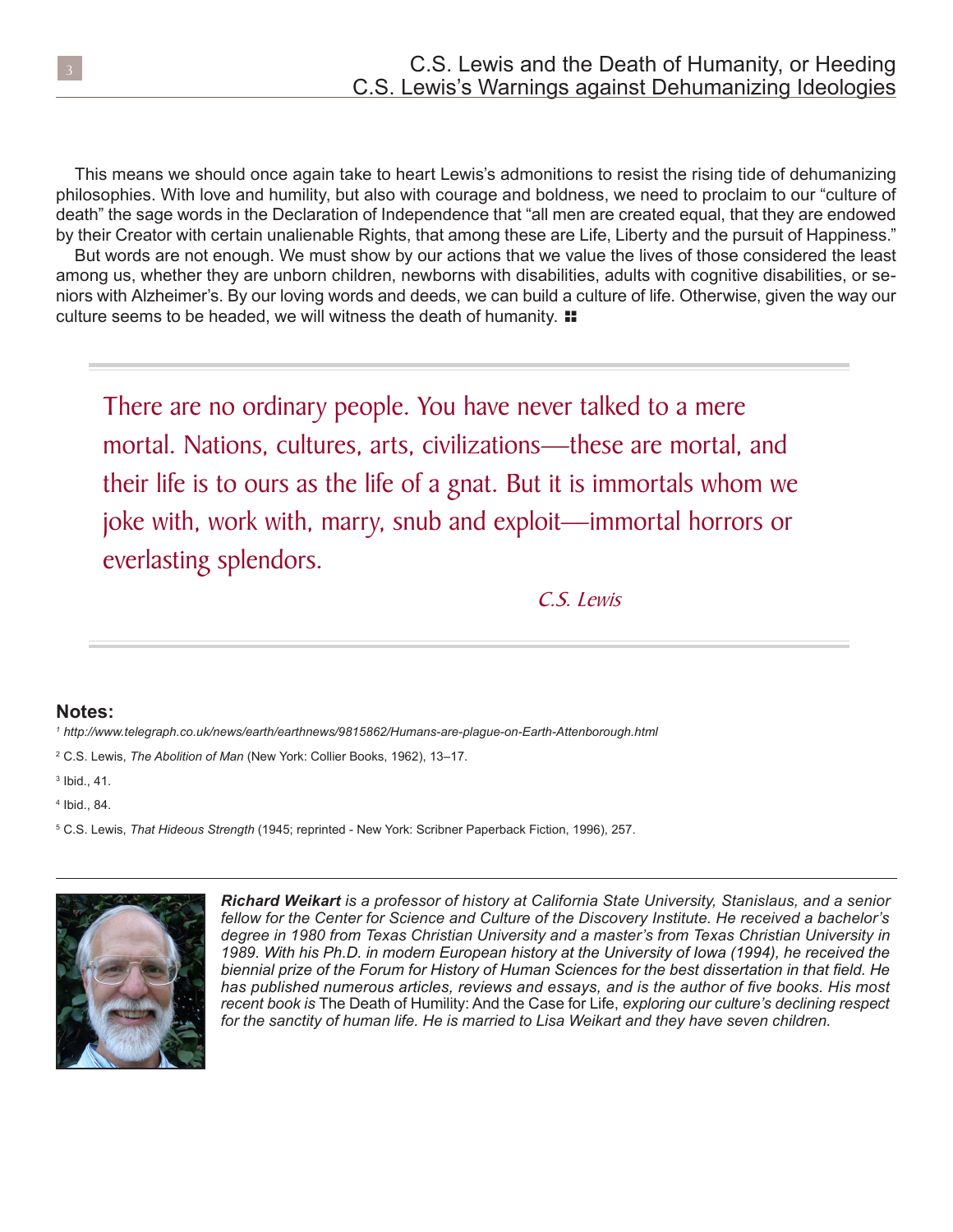This means we should once again take to heart Lewis's admonitions to resist the rising tide of dehumanizing philosophies. With love and humility, but also with courage and boldness, we need to proclaim to our "culture of death" the sage words in the Declaration of Independence that "all men are created equal, that they are endowed by their Creator with certain unalienable Rights, that among these are Life, Liberty and the pursuit of Happiness."

But words are not enough. We must show by our actions that we value the lives of those considered the least among us, whether they are unborn children, newborns with disabilities, adults with cognitive disabilities, or seniors with Alzheimer's. By our loving words and deeds, we can build a culture of life. Otherwise, given the way our culture seems to be headed, we will witness the death of humanity.

---

> There are no ordinary people. You have never talked to a mere mortal. Nations, cultures, arts, civilizations—these are mortal, and their life is to ours as the life of a gnat. But it is immortals whom we joke with, work with, marry, snub and exploit—immortal horrors or everlasting splendors.
>
> *C.S. Lewis*

---

**Notes:**

[1] *http://www.telegraph.co.uk/news/earth/earthnews/9815862/Humans-are-plague-on-Earth-Attenborough.html*

[2] C.S. Lewis, *The Abolition of Man* (New York: Collier Books, 1962), 13–17.

[3] Ibid., 41.

[4] Ibid., 84.

[5] C.S. Lewis, *That Hideous Strength* (1945; reprinted - New York: Scribner Paperback Fiction, 1996), 257.

---

***Richard Weikart** is a professor of history at California State University, Stanislaus, and a senior fellow for the Center for Science and Culture of the Discovery Institute. He received a bachelor's degree in 1980 from Texas Christian University and a master's from Texas Christian University in 1989. With his Ph.D. in modern European history at the University of Iowa (1994), he received the biennial prize of the Forum for History of Human Sciences for the best dissertation in that field. He has published numerous articles, reviews and essays, and is the author of five books. His most recent book is* The Death of Humility: And the Case for Life, *exploring our culture's declining respect for the sanctity of human life. He is married to Lisa Weikart and they have seven children.*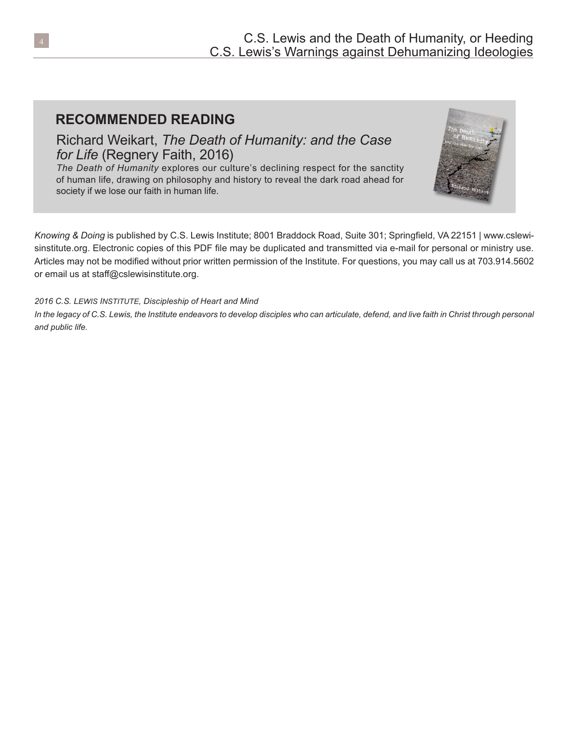## RECOMMENDED READING

Richard Weikart, *The Death of Humanity: and the Case for Life* (Regnery Faith, 2016)

*The Death of Humanity* explores our culture's declining respect for the sanctity of human life, drawing on philosophy and history to reveal the dark road ahead for society if we lose our faith in human life.

*Knowing & Doing* is published by C.S. Lewis Institute; 8001 Braddock Road, Suite 301; Springfield, VA 22151 | www.cslewisinstitute.org. Electronic copies of this PDF file may be duplicated and transmitted via e-mail for personal or ministry use. Articles may not be modified without prior written permission of the Institute. For questions, you may call us at 703.914.5602 or email us at staff@cslewisinstitute.org.

*2016 C.S. Lewis Institute, Discipleship of Heart and Mind*

*In the legacy of C.S. Lewis, the Institute endeavors to develop disciples who can articulate, defend, and live faith in Christ through personal and public life.*